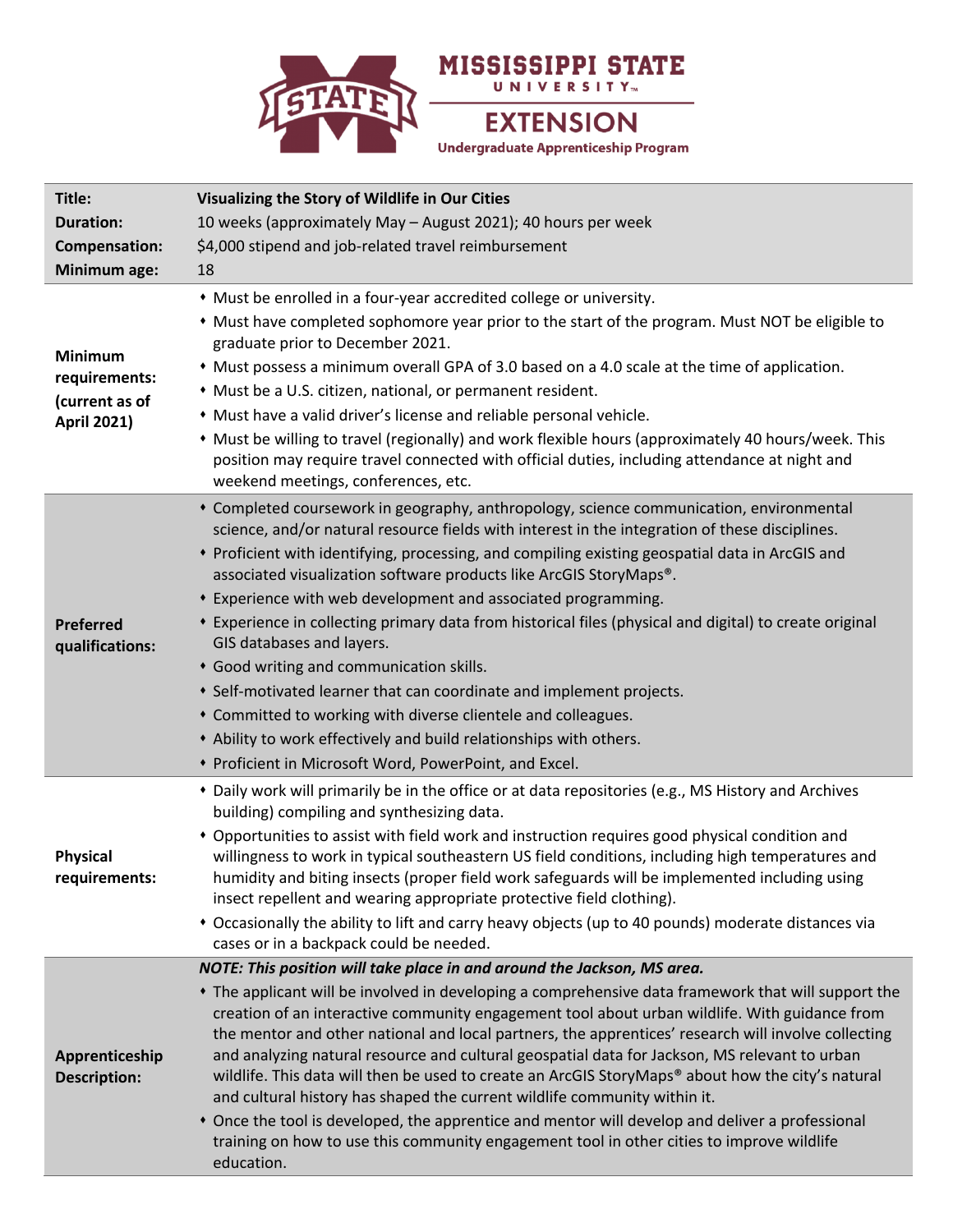# MISSISSIPPI STATE UNIVERSITY EXTENSION

## Undergraduate Apprenticeship Program

| | |
|---|---|
| **Title:** | **Visualizing the Story of Wildlife in Our Cities** |
| **Duration:** | 10 weeks (approximately May – August 2021); 40 hours per week |
| **Compensation:** | $4,000 stipend and job-related travel reimbursement |
| **Minimum age:** | 18 |
| **Minimum requirements: (current as of April 2021)** | • Must be enrolled in a four-year accredited college or university.<br>• Must have completed sophomore year prior to the start of the program. Must NOT be eligible to graduate prior to December 2021.<br>• Must possess a minimum overall GPA of 3.0 based on a 4.0 scale at the time of application.<br>• Must be a U.S. citizen, national, or permanent resident.<br>• Must have a valid driver's license and reliable personal vehicle.<br>• Must be willing to travel (regionally) and work flexible hours (approximately 40 hours/week. This position may require travel connected with official duties, including attendance at night and weekend meetings, conferences, etc. |
| **Preferred qualifications:** | • Completed coursework in geography, anthropology, science communication, environmental science, and/or natural resource fields with interest in the integration of these disciplines.<br>• Proficient with identifying, processing, and compiling existing geospatial data in ArcGIS and associated visualization software products like ArcGIS StoryMaps®.<br>• Experience with web development and associated programming.<br>• Experience in collecting primary data from historical files (physical and digital) to create original GIS databases and layers.<br>• Good writing and communication skills.<br>• Self-motivated learner that can coordinate and implement projects.<br>• Committed to working with diverse clientele and colleagues.<br>• Ability to work effectively and build relationships with others.<br>• Proficient in Microsoft Word, PowerPoint, and Excel. |
| **Physical requirements:** | • Daily work will primarily be in the office or at data repositories (e.g., MS History and Archives building) compiling and synthesizing data.<br>• Opportunities to assist with field work and instruction requires good physical condition and willingness to work in typical southeastern US field conditions, including high temperatures and humidity and biting insects (proper field work safeguards will be implemented including using insect repellent and wearing appropriate protective field clothing).<br>• Occasionally the ability to lift and carry heavy objects (up to 40 pounds) moderate distances via cases or in a backpack could be needed. |
| **Apprenticeship Description:** | ***NOTE: This position will take place in and around the Jackson, MS area.***<br>• The applicant will be involved in developing a comprehensive data framework that will support the creation of an interactive community engagement tool about urban wildlife. With guidance from the mentor and other national and local partners, the apprentices' research will involve collecting and analyzing natural resource and cultural geospatial data for Jackson, MS relevant to urban wildlife. This data will then be used to create an ArcGIS StoryMaps® about how the city's natural and cultural history has shaped the current wildlife community within it.<br>• Once the tool is developed, the apprentice and mentor will develop and deliver a professional training on how to use this community engagement tool in other cities to improve wildlife education. |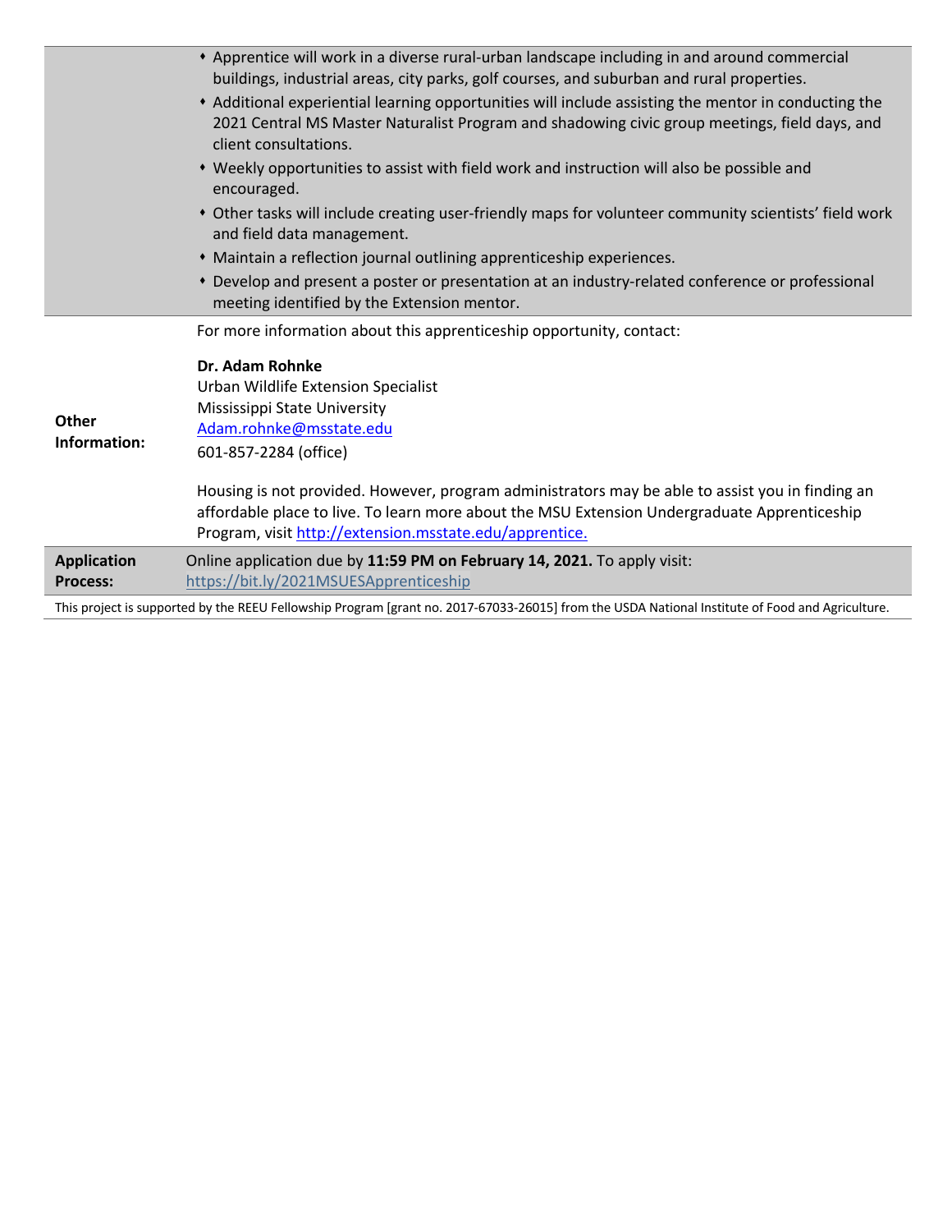| | |
|---|---|
| | • Apprentice will work in a diverse rural-urban landscape including in and around commercial buildings, industrial areas, city parks, golf courses, and suburban and rural properties.<br>• Additional experiential learning opportunities will include assisting the mentor in conducting the 2021 Central MS Master Naturalist Program and shadowing civic group meetings, field days, and client consultations.<br>• Weekly opportunities to assist with field work and instruction will also be possible and encouraged.<br>• Other tasks will include creating user-friendly maps for volunteer community scientists' field work and field data management.<br>• Maintain a reflection journal outlining apprenticeship experiences.<br>• Develop and present a poster or presentation at an industry-related conference or professional meeting identified by the Extension mentor. |
| **Other Information:** | For more information about this apprenticeship opportunity, contact:<br><br>**Dr. Adam Rohnke**<br>Urban Wildlife Extension Specialist<br>Mississippi State University<br>Adam.rohnke@msstate.edu<br>601-857-2284 (office)<br><br>Housing is not provided. However, program administrators may be able to assist you in finding an affordable place to live. To learn more about the MSU Extension Undergraduate Apprenticeship Program, visit http://extension.msstate.edu/apprentice. |
| **Application Process:** | Online application due by **11:59 PM on February 14, 2021.** To apply visit: https://bit.ly/2021MSUESApprenticeship |

This project is supported by the REEU Fellowship Program [grant no. 2017-67033-26015] from the USDA National Institute of Food and Agriculture.